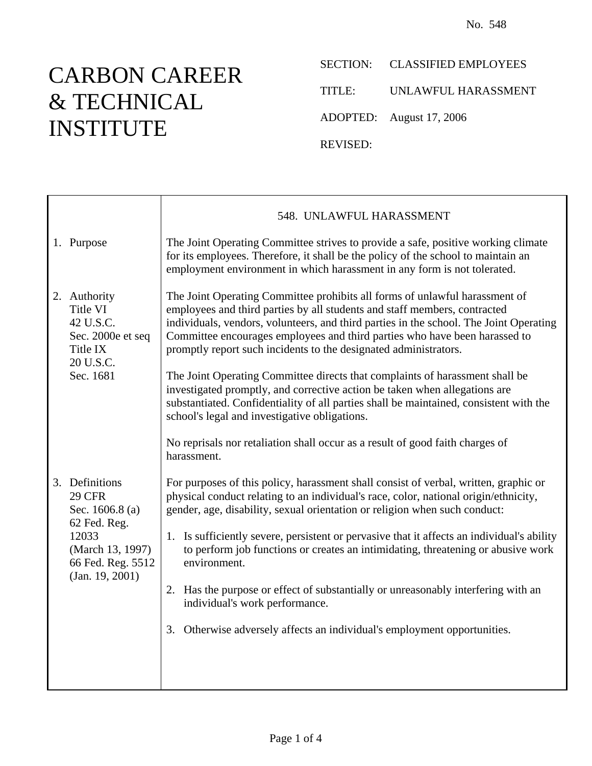No. 548

# CARBON CAREER & TECHNICAL INSTITUTE

SECTION: CLASSIFIED EMPLOYEES

TITLE: UNLAWFUL HARASSMENT

ADOPTED: August 17, 2006

REVISED:

## 548. UNLAWFUL HARASSMENT

**1. Purpose**

The Joint Operating Committee strives to provide a safe, positive working climate for its employees. Therefore, it shall be the policy of the school to maintain an employment environment in which harassment in any form is not tolerated.

**2. Authority**

Title VI
42 U.S.C.
Sec. 2000e et seq
Title IX
20 U.S.C.
Sec. 1681

The Joint Operating Committee prohibits all forms of unlawful harassment of employees and third parties by all students and staff members, contracted individuals, vendors, volunteers, and third parties in the school. The Joint Operating Committee encourages employees and third parties who have been harassed to promptly report such incidents to the designated administrators.

The Joint Operating Committee directs that complaints of harassment shall be investigated promptly, and corrective action be taken when allegations are substantiated. Confidentiality of all parties shall be maintained, consistent with the school's legal and investigative obligations.

No reprisals nor retaliation shall occur as a result of good faith charges of harassment.

**3. Definitions**

29 CFR
Sec. 1606.8 (a)
62 Fed. Reg.
12033
(March 13, 1997)
66 Fed. Reg. 5512
(Jan. 19, 2001)

For purposes of this policy, harassment shall consist of verbal, written, graphic or physical conduct relating to an individual's race, color, national origin/ethnicity, gender, age, disability, sexual orientation or religion when such conduct:

1. Is sufficiently severe, persistent or pervasive that it affects an individual's ability to perform job functions or creates an intimidating, threatening or abusive work environment.

2. Has the purpose or effect of substantially or unreasonably interfering with an individual's work performance.

3. Otherwise adversely affects an individual's employment opportunities.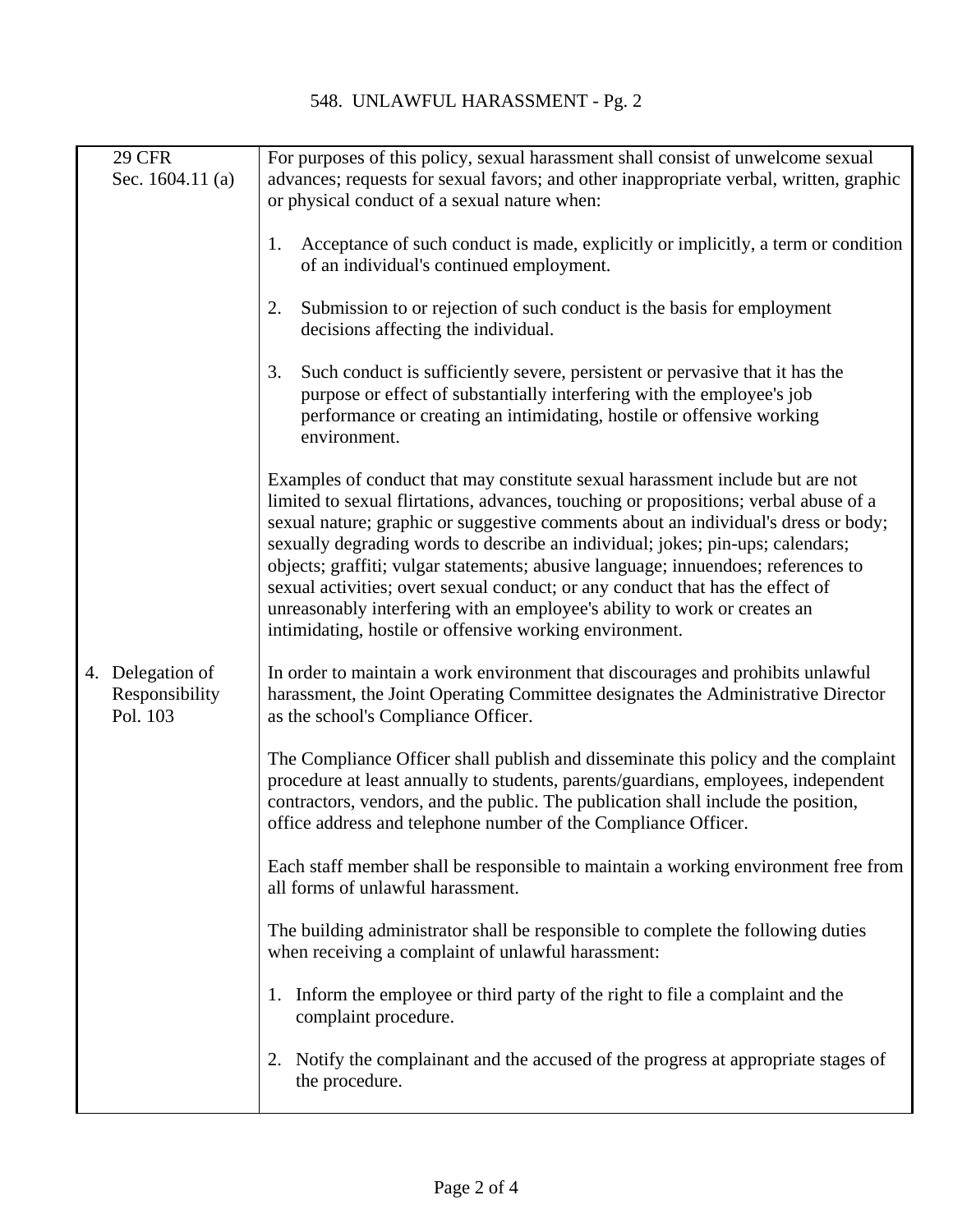| | |
|---|---|
| 29 CFR Sec. 1604.11 (a) | For purposes of this policy, sexual harassment shall consist of unwelcome sexual advances; requests for sexual favors; and other inappropriate verbal, written, graphic or physical conduct of a sexual nature when:<br><br>1. Acceptance of such conduct is made, explicitly or implicitly, a term or condition of an individual's continued employment.<br><br>2. Submission to or rejection of such conduct is the basis for employment decisions affecting the individual.<br><br>3. Such conduct is sufficiently severe, persistent or pervasive that it has the purpose or effect of substantially interfering with the employee's job performance or creating an intimidating, hostile or offensive working environment.<br><br>Examples of conduct that may constitute sexual harassment include but are not limited to sexual flirtations, advances, touching or propositions; verbal abuse of a sexual nature; graphic or suggestive comments about an individual's dress or body; sexually degrading words to describe an individual; jokes; pin-ups; calendars; objects; graffiti; vulgar statements; abusive language; innuendoes; references to sexual activities; overt sexual conduct; or any conduct that has the effect of unreasonably interfering with an employee's ability to work or creates an intimidating, hostile or offensive working environment. |
| 4. Delegation of Responsibility<br>Pol. 103 | In order to maintain a work environment that discourages and prohibits unlawful harassment, the Joint Operating Committee designates the Administrative Director as the school's Compliance Officer.<br><br>The Compliance Officer shall publish and disseminate this policy and the complaint procedure at least annually to students, parents/guardians, employees, independent contractors, vendors, and the public. The publication shall include the position, office address and telephone number of the Compliance Officer.<br><br>Each staff member shall be responsible to maintain a working environment free from all forms of unlawful harassment.<br><br>The building administrator shall be responsible to complete the following duties when receiving a complaint of unlawful harassment:<br><br>1. Inform the employee or third party of the right to file a complaint and the complaint procedure.<br><br>2. Notify the complainant and the accused of the progress at appropriate stages of the procedure. |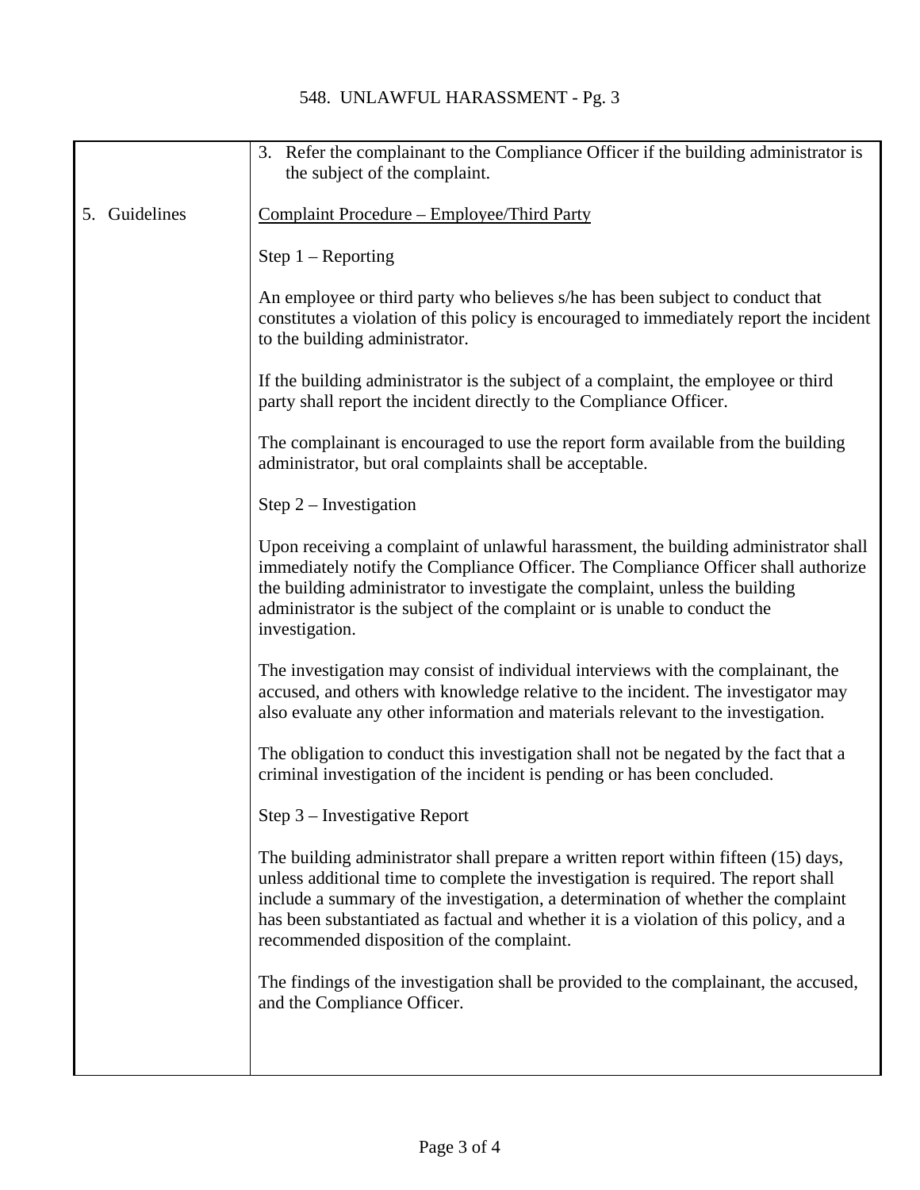3. Refer the complainant to the Compliance Officer if the building administrator is the subject of the complaint.

## 5. Guidelines

<u>Complaint Procedure – Employee/Third Party</u>

Step 1 – Reporting

An employee or third party who believes s/he has been subject to conduct that constitutes a violation of this policy is encouraged to immediately report the incident to the building administrator.

If the building administrator is the subject of a complaint, the employee or third party shall report the incident directly to the Compliance Officer.

The complainant is encouraged to use the report form available from the building administrator, but oral complaints shall be acceptable.

Step 2 – Investigation

Upon receiving a complaint of unlawful harassment, the building administrator shall immediately notify the Compliance Officer. The Compliance Officer shall authorize the building administrator to investigate the complaint, unless the building administrator is the subject of the complaint or is unable to conduct the investigation.

The investigation may consist of individual interviews with the complainant, the accused, and others with knowledge relative to the incident. The investigator may also evaluate any other information and materials relevant to the investigation.

The obligation to conduct this investigation shall not be negated by the fact that a criminal investigation of the incident is pending or has been concluded.

Step 3 – Investigative Report

The building administrator shall prepare a written report within fifteen (15) days, unless additional time to complete the investigation is required. The report shall include a summary of the investigation, a determination of whether the complaint has been substantiated as factual and whether it is a violation of this policy, and a recommended disposition of the complaint.

The findings of the investigation shall be provided to the complainant, the accused, and the Compliance Officer.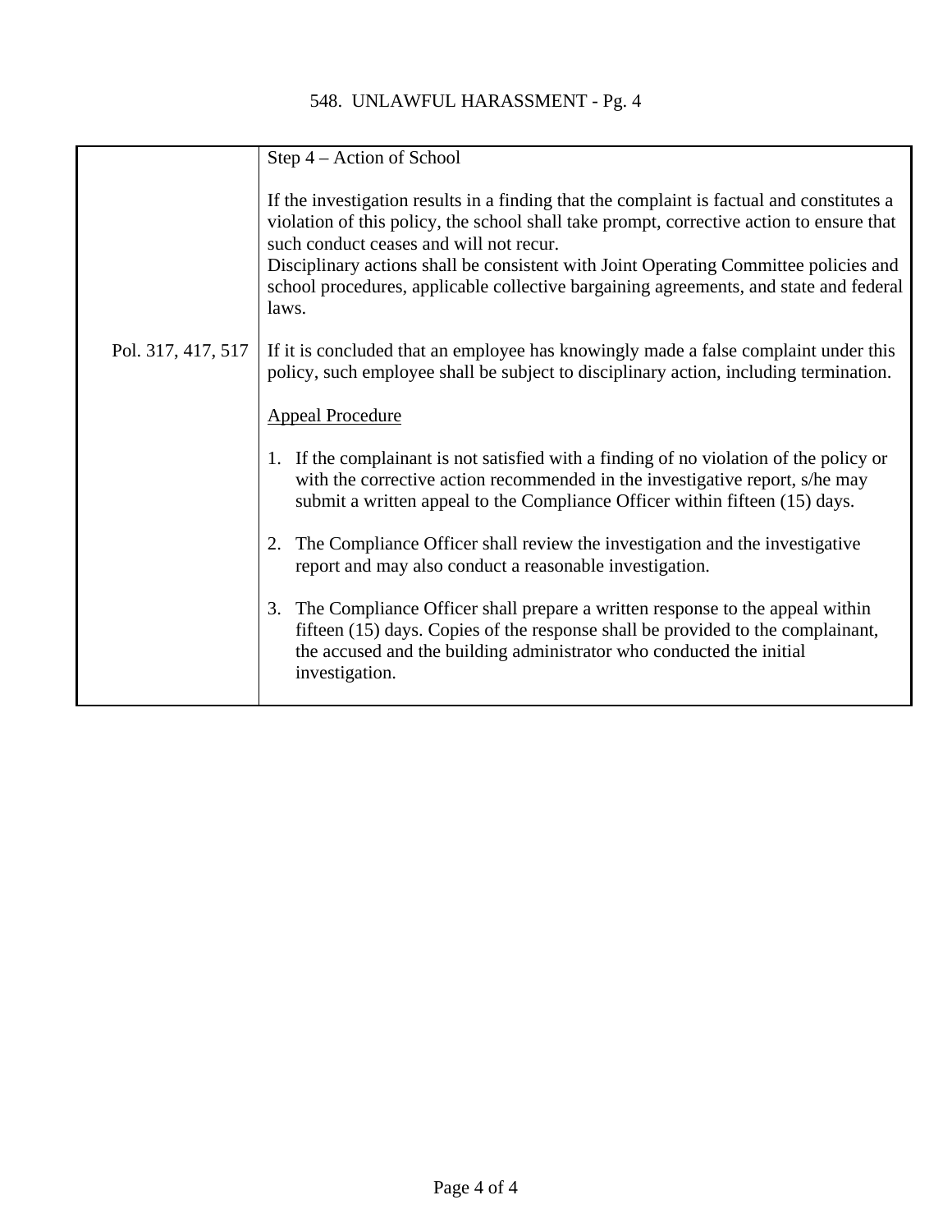| | |
|---|---|
| | Step 4 – Action of School<br><br>If the investigation results in a finding that the complaint is factual and constitutes a violation of this policy, the school shall take prompt, corrective action to ensure that such conduct ceases and will not recur.<br>Disciplinary actions shall be consistent with Joint Operating Committee policies and school procedures, applicable collective bargaining agreements, and state and federal laws. |
| Pol. 317, 417, 517 | If it is concluded that an employee has knowingly made a false complaint under this policy, such employee shall be subject to disciplinary action, including termination. |
| | <u>Appeal Procedure</u><br><br>1. If the complainant is not satisfied with a finding of no violation of the policy or with the corrective action recommended in the investigative report, s/he may submit a written appeal to the Compliance Officer within fifteen (15) days.<br><br>2. The Compliance Officer shall review the investigation and the investigative report and may also conduct a reasonable investigation.<br><br>3. The Compliance Officer shall prepare a written response to the appeal within fifteen (15) days. Copies of the response shall be provided to the complainant, the accused and the building administrator who conducted the initial investigation. |